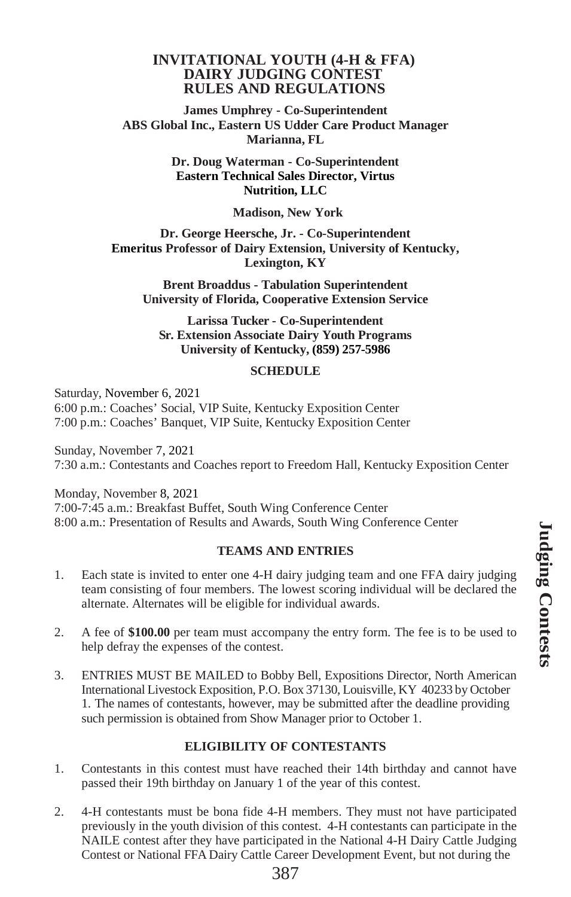# INVITATIONAL YOUTH (4-H & FFA) DAIRY JUDGING CONTEST RULES AND REGULATIONS

**James Umphrey - Co-Superintendent**
**ABS Global Inc., Eastern US Udder Care Product Manager**
**Marianna, FL**

**Dr. Doug Waterman - Co-Superintendent**
**Eastern Technical Sales Director, Virtus Nutrition, LLC**

**Madison, New York**

**Dr. George Heersche, Jr. - Co-Superintendent**
**Emeritus Professor of Dairy Extension, University of Kentucky, Lexington, KY**

**Brent Broaddus - Tabulation Superintendent**
**University of Florida, Cooperative Extension Service**

**Larissa Tucker - Co-Superintendent**
**Sr. Extension Associate Dairy Youth Programs**
**University of Kentucky, (859) 257-5986**

## SCHEDULE

Saturday, November 6, 2021
6:00 p.m.: Coaches' Social, VIP Suite, Kentucky Exposition Center
7:00 p.m.: Coaches' Banquet, VIP Suite, Kentucky Exposition Center

Sunday, November 7, 2021
7:30 a.m.: Contestants and Coaches report to Freedom Hall, Kentucky Exposition Center

Monday, November 8, 2021
7:00-7:45 a.m.: Breakfast Buffet, South Wing Conference Center
8:00 a.m.: Presentation of Results and Awards, South Wing Conference Center

## TEAMS AND ENTRIES

1. Each state is invited to enter one 4-H dairy judging team and one FFA dairy judging team consisting of four members. The lowest scoring individual will be declared the alternate. Alternates will be eligible for individual awards.
2. A fee of **$100.00** per team must accompany the entry form. The fee is to be used to help defray the expenses of the contest.
3. ENTRIES MUST BE MAILED to Bobby Bell, Expositions Director, North American International Livestock Exposition, P.O. Box 37130, Louisville, KY 40233 by October 1. The names of contestants, however, may be submitted after the deadline providing such permission is obtained from Show Manager prior to October 1.

## ELIGIBILITY OF CONTESTANTS

1. Contestants in this contest must have reached their 14th birthday and cannot have passed their 19th birthday on January 1 of the year of this contest.
2. 4-H contestants must be bona fide 4-H members. They must not have participated previously in the youth division of this contest. 4-H contestants can participate in the NAILE contest after they have participated in the National 4-H Dairy Cattle Judging Contest or National FFA Dairy Cattle Career Development Event, but not during the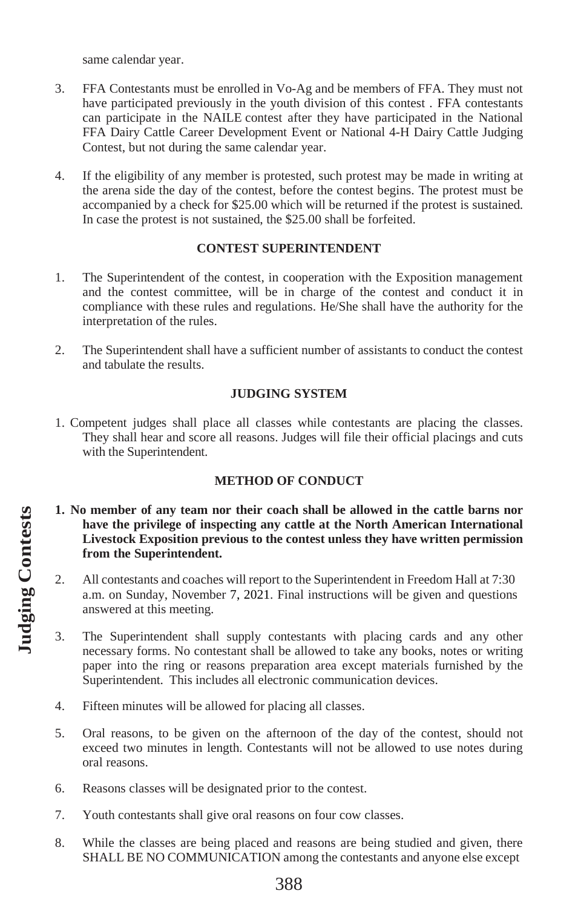same calendar year.

3. FFA Contestants must be enrolled in Vo-Ag and be members of FFA. They must not have participated previously in the youth division of this contest . FFA contestants can participate in the NAILE contest after they have participated in the National FFA Dairy Cattle Career Development Event or National 4-H Dairy Cattle Judging Contest, but not during the same calendar year.

4. If the eligibility of any member is protested, such protest may be made in writing at the arena side the day of the contest, before the contest begins. The protest must be accompanied by a check for $25.00 which will be returned if the protest is sustained. In case the protest is not sustained, the $25.00 shall be forfeited.

## CONTEST SUPERINTENDENT

1. The Superintendent of the contest, in cooperation with the Exposition management and the contest committee, will be in charge of the contest and conduct it in compliance with these rules and regulations. He/She shall have the authority for the interpretation of the rules.

2. The Superintendent shall have a sufficient number of assistants to conduct the contest and tabulate the results.

## JUDGING SYSTEM

1. Competent judges shall place all classes while contestants are placing the classes. They shall hear and score all reasons. Judges will file their official placings and cuts with the Superintendent.

## METHOD OF CONDUCT

1. **No member of any team nor their coach shall be allowed in the cattle barns nor have the privilege of inspecting any cattle at the North American International Livestock Exposition previous to the contest unless they have written permission from the Superintendent.**

2. All contestants and coaches will report to the Superintendent in Freedom Hall at 7:30 a.m. on Sunday, November 7, 2021. Final instructions will be given and questions answered at this meeting.

3. The Superintendent shall supply contestants with placing cards and any other necessary forms. No contestant shall be allowed to take any books, notes or writing paper into the ring or reasons preparation area except materials furnished by the Superintendent. This includes all electronic communication devices.

4. Fifteen minutes will be allowed for placing all classes.

5. Oral reasons, to be given on the afternoon of the day of the contest, should not exceed two minutes in length. Contestants will not be allowed to use notes during oral reasons.

6. Reasons classes will be designated prior to the contest.

7. Youth contestants shall give oral reasons on four cow classes.

8. While the classes are being placed and reasons are being studied and given, there SHALL BE NO COMMUNICATION among the contestants and anyone else except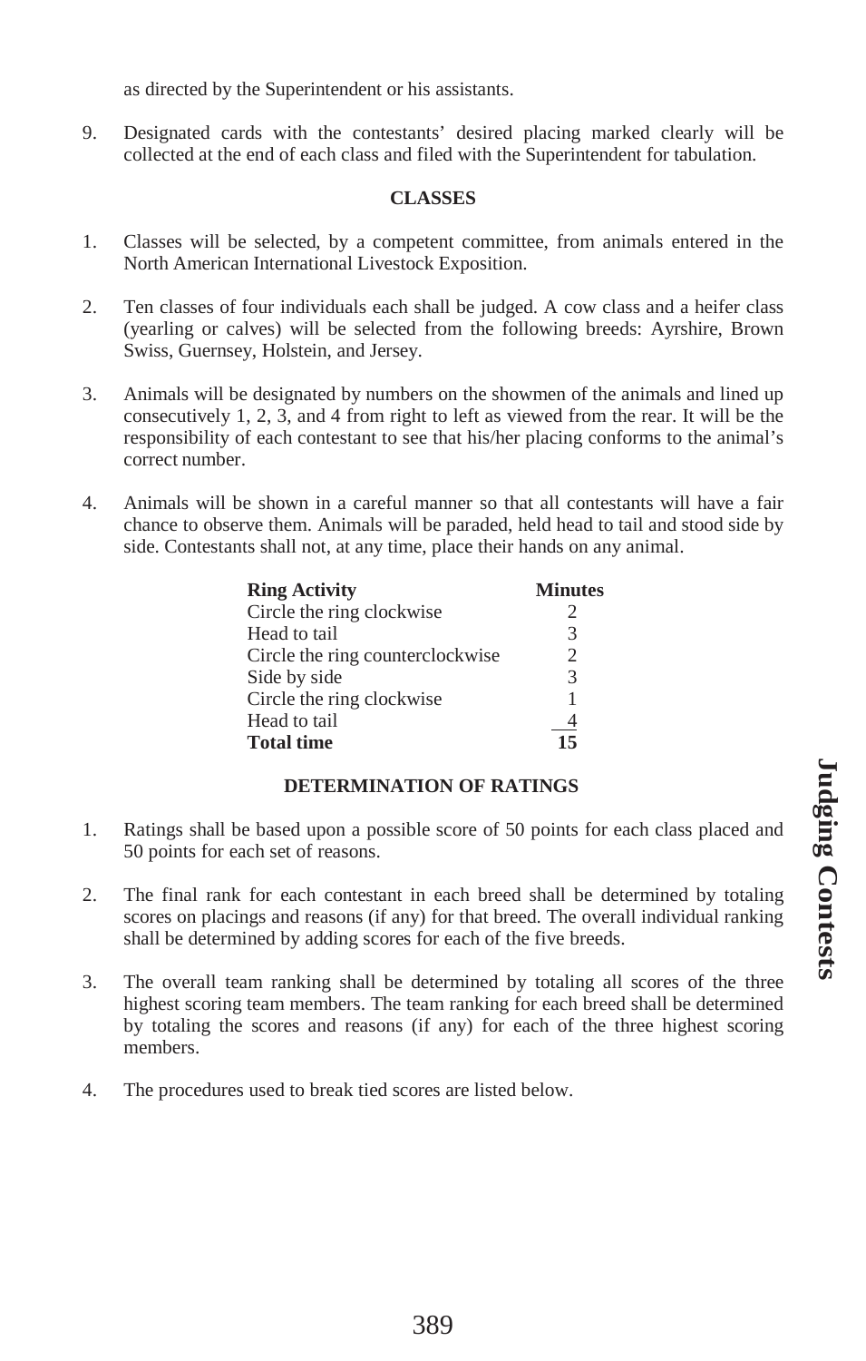as directed by the Superintendent or his assistants.

9. Designated cards with the contestants' desired placing marked clearly will be collected at the end of each class and filed with the Superintendent for tabulation.

**CLASSES**

1. Classes will be selected, by a competent committee, from animals entered in the North American International Livestock Exposition.

2. Ten classes of four individuals each shall be judged. A cow class and a heifer class (yearling or calves) will be selected from the following breeds: Ayrshire, Brown Swiss, Guernsey, Holstein, and Jersey.

3. Animals will be designated by numbers on the showmen of the animals and lined up consecutively 1, 2, 3, and 4 from right to left as viewed from the rear. It will be the responsibility of each contestant to see that his/her placing conforms to the animal's correct number.

4. Animals will be shown in a careful manner so that all contestants will have a fair chance to observe them. Animals will be paraded, held head to tail and stood side by side. Contestants shall not, at any time, place their hands on any animal.

| **Ring Activity** | **Minutes** |
|---|---|
| Circle the ring clockwise | 2 |
| Head to tail | 3 |
| Circle the ring counterclockwise | 2 |
| Side by side | 3 |
| Circle the ring clockwise | 1 |
| Head to tail | 4 |
| **Total time** | **15** |

**DETERMINATION OF RATINGS**

1. Ratings shall be based upon a possible score of 50 points for each class placed and 50 points for each set of reasons.

2. The final rank for each contestant in each breed shall be determined by totaling scores on placings and reasons (if any) for that breed. The overall individual ranking shall be determined by adding scores for each of the five breeds.

3. The overall team ranking shall be determined by totaling all scores of the three highest scoring team members. The team ranking for each breed shall be determined by totaling the scores and reasons (if any) for each of the three highest scoring members.

4. The procedures used to break tied scores are listed below.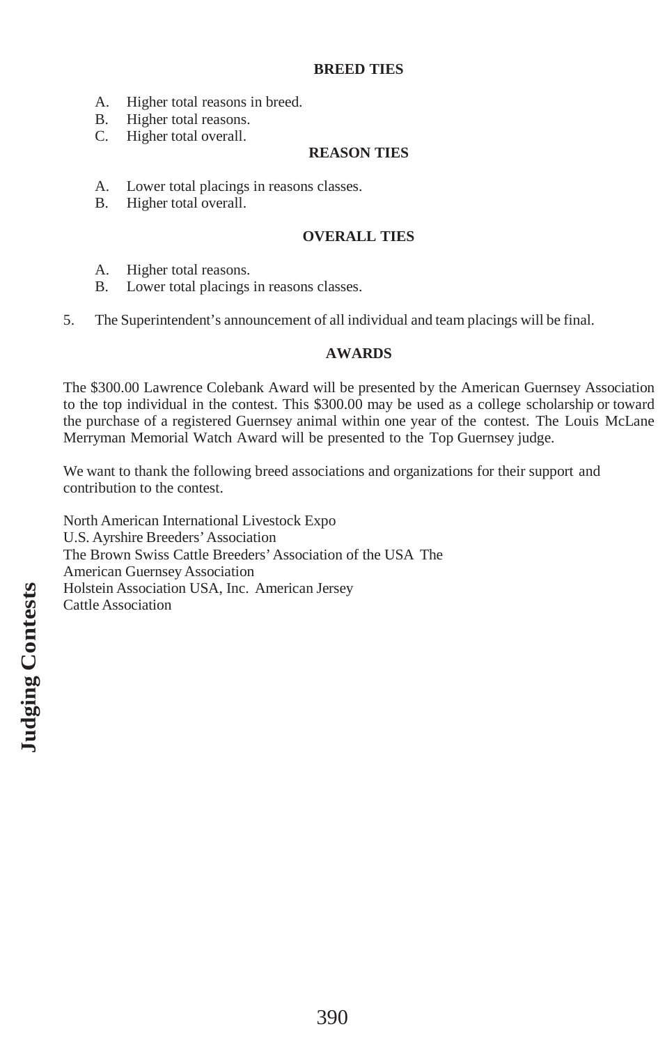### BREED TIES

A. Higher total reasons in breed.
B. Higher total reasons.
C. Higher total overall.

### REASON TIES

A. Lower total placings in reasons classes.
B. Higher total overall.

### OVERALL TIES

A. Higher total reasons.
B. Lower total placings in reasons classes.

5. The Superintendent's announcement of all individual and team placings will be final.

### AWARDS

The $300.00 Lawrence Colebank Award will be presented by the American Guernsey Association to the top individual in the contest. This $300.00 may be used as a college scholarship or toward the purchase of a registered Guernsey animal within one year of the contest. The Louis McLane Merryman Memorial Watch Award will be presented to the Top Guernsey judge.

We want to thank the following breed associations and organizations for their support and contribution to the contest.

North American International Livestock Expo
U.S. Ayrshire Breeders' Association
The Brown Swiss Cattle Breeders' Association of the USA The
American Guernsey Association
Holstein Association USA, Inc. American Jersey
Cattle Association